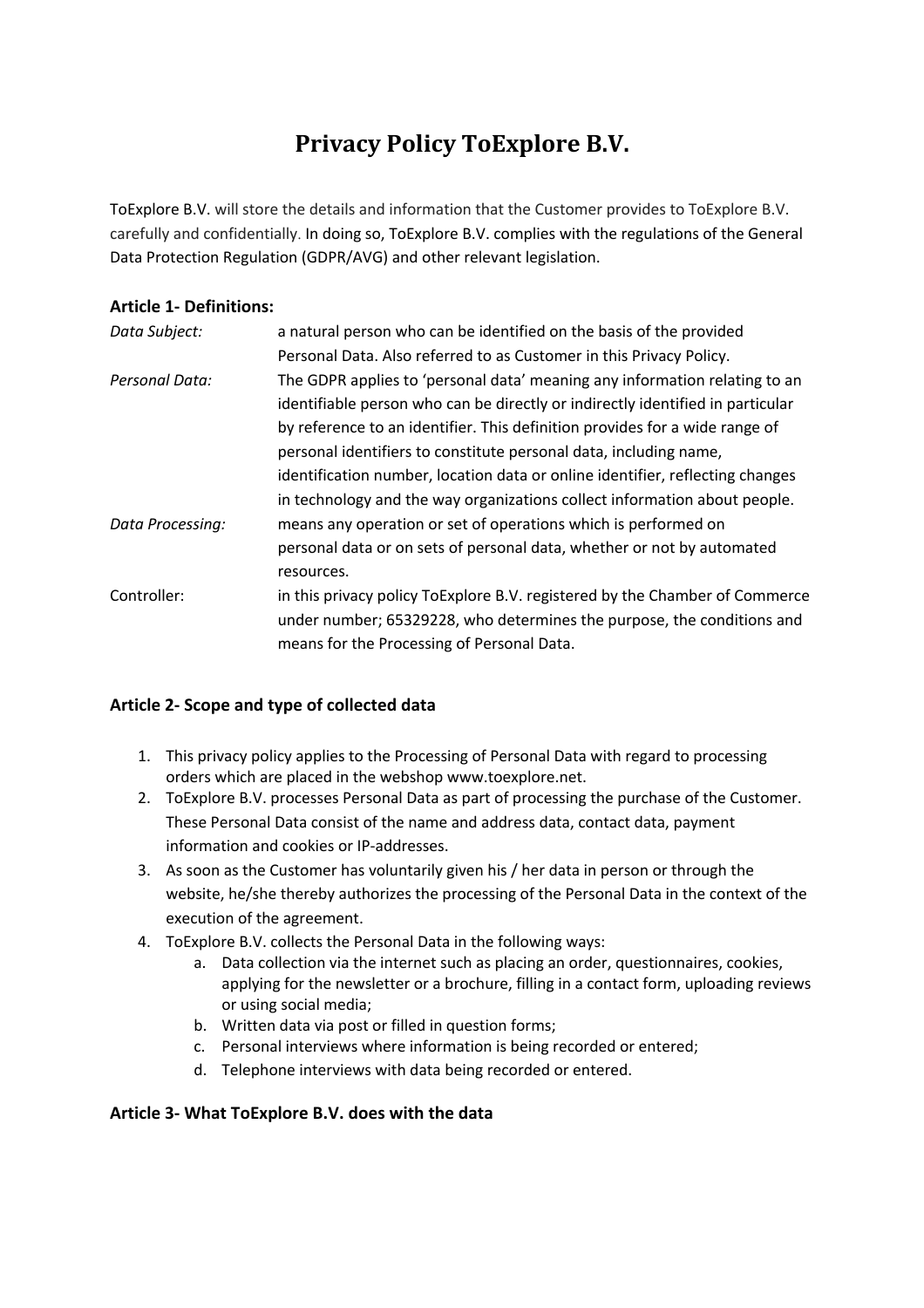# Privacy Policy ToExplore B.V.

ToExplore B.V. will store the details and information that the Customer provides to ToExplore B.V. carefully and confidentially. In doing so, ToExplore B.V. complies with the regulations of the General Data Protection Regulation (GDPR/AVG) and other relevant legislation.

### Article 1- Definitions:

| | |
|---|---|
| *Data Subject:* | a natural person who can be identified on the basis of the provided Personal Data. Also referred to as Customer in this Privacy Policy. |
| *Personal Data:* | The GDPR applies to 'personal data' meaning any information relating to an identifiable person who can be directly or indirectly identified in particular by reference to an identifier. This definition provides for a wide range of personal identifiers to constitute personal data, including name, identification number, location data or online identifier, reflecting changes in technology and the way organizations collect information about people. |
| *Data Processing:* | means any operation or set of operations which is performed on personal data or on sets of personal data, whether or not by automated resources. |
| Controller: | in this privacy policy ToExplore B.V. registered by the Chamber of Commerce under number; 65329228, who determines the purpose, the conditions and means for the Processing of Personal Data. |

### Article 2- Scope and type of collected data

1. This privacy policy applies to the Processing of Personal Data with regard to processing orders which are placed in the webshop www.toexplore.net.
2. ToExplore B.V. processes Personal Data as part of processing the purchase of the Customer. These Personal Data consist of the name and address data, contact data, payment information and cookies or IP-addresses.
3. As soon as the Customer has voluntarily given his / her data in person or through the website, he/she thereby authorizes the processing of the Personal Data in the context of the execution of the agreement.
4. ToExplore B.V. collects the Personal Data in the following ways:
   a. Data collection via the internet such as placing an order, questionnaires, cookies, applying for the newsletter or a brochure, filling in a contact form, uploading reviews or using social media;
   b. Written data via post or filled in question forms;
   c. Personal interviews where information is being recorded or entered;
   d. Telephone interviews with data being recorded or entered.

### Article 3- What ToExplore B.V. does with the data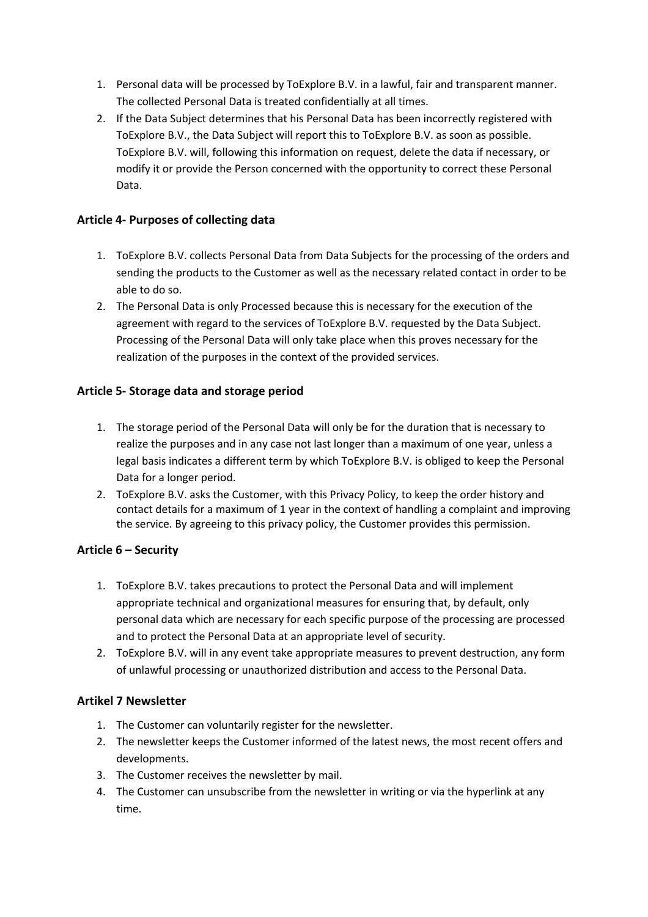1. Personal data will be processed by ToExplore B.V. in a lawful, fair and transparent manner. The collected Personal Data is treated confidentially at all times.
2. If the Data Subject determines that his Personal Data has been incorrectly registered with ToExplore B.V., the Data Subject will report this to ToExplore B.V. as soon as possible. ToExplore B.V. will, following this information on request, delete the data if necessary, or modify it or provide the Person concerned with the opportunity to correct these Personal Data.

### Article 4- Purposes of collecting data

1. ToExplore B.V. collects Personal Data from Data Subjects for the processing of the orders and sending the products to the Customer as well as the necessary related contact in order to be able to do so.
2. The Personal Data is only Processed because this is necessary for the execution of the agreement with regard to the services of ToExplore B.V. requested by the Data Subject. Processing of the Personal Data will only take place when this proves necessary for the realization of the purposes in the context of the provided services.

### Article 5- Storage data and storage period

1. The storage period of the Personal Data will only be for the duration that is necessary to realize the purposes and in any case not last longer than a maximum of one year, unless a legal basis indicates a different term by which ToExplore B.V. is obliged to keep the Personal Data for a longer period.
2. ToExplore B.V. asks the Customer, with this Privacy Policy, to keep the order history and contact details for a maximum of 1 year in the context of handling a complaint and improving the service. By agreeing to this privacy policy, the Customer provides this permission.

### Article 6 – Security

1. ToExplore B.V. takes precautions to protect the Personal Data and will implement appropriate technical and organizational measures for ensuring that, by default, only personal data which are necessary for each specific purpose of the processing are processed and to protect the Personal Data at an appropriate level of security.
2. ToExplore B.V. will in any event take appropriate measures to prevent destruction, any form of unlawful processing or unauthorized distribution and access to the Personal Data.

### Artikel 7 Newsletter

1. The Customer can voluntarily register for the newsletter.
2. The newsletter keeps the Customer informed of the latest news, the most recent offers and developments.
3. The Customer receives the newsletter by mail.
4. The Customer can unsubscribe from the newsletter in writing or via the hyperlink at any time.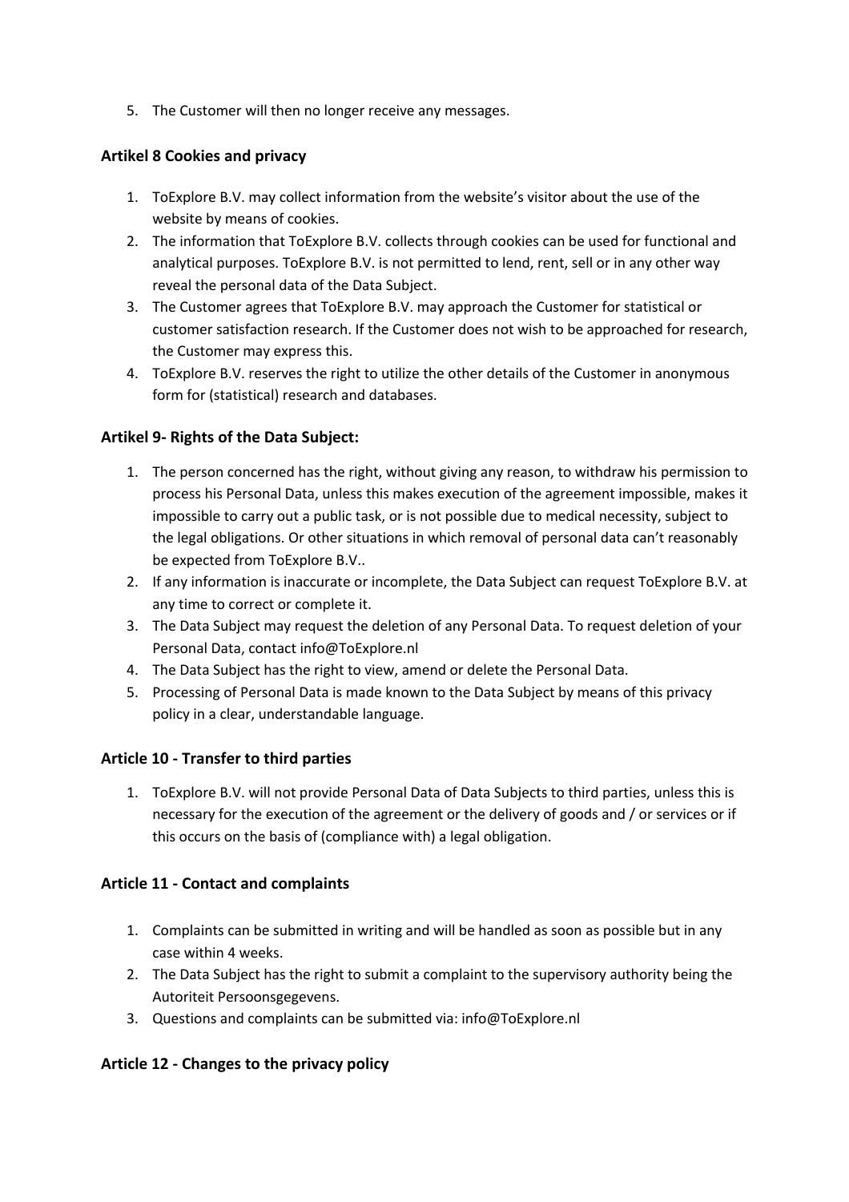5. The Customer will then no longer receive any messages.

## Artikel 8 Cookies and privacy

1. ToExplore B.V. may collect information from the website's visitor about the use of the website by means of cookies.
2. The information that ToExplore B.V. collects through cookies can be used for functional and analytical purposes. ToExplore B.V. is not permitted to lend, rent, sell or in any other way reveal the personal data of the Data Subject.
3. The Customer agrees that ToExplore B.V. may approach the Customer for statistical or customer satisfaction research. If the Customer does not wish to be approached for research, the Customer may express this.
4. ToExplore B.V. reserves the right to utilize the other details of the Customer in anonymous form for (statistical) research and databases.

## Artikel 9- Rights of the Data Subject:

1. The person concerned has the right, without giving any reason, to withdraw his permission to process his Personal Data, unless this makes execution of the agreement impossible, makes it impossible to carry out a public task, or is not possible due to medical necessity, subject to the legal obligations. Or other situations in which removal of personal data can't reasonably be expected from ToExplore B.V..
2. If any information is inaccurate or incomplete, the Data Subject can request ToExplore B.V. at any time to correct or complete it.
3. The Data Subject may request the deletion of any Personal Data. To request deletion of your Personal Data, contact info@ToExplore.nl
4. The Data Subject has the right to view, amend or delete the Personal Data.
5. Processing of Personal Data is made known to the Data Subject by means of this privacy policy in a clear, understandable language.

## Article 10 - Transfer to third parties

1. ToExplore B.V. will not provide Personal Data of Data Subjects to third parties, unless this is necessary for the execution of the agreement or the delivery of goods and / or services or if this occurs on the basis of (compliance with) a legal obligation.

## Article 11 - Contact and complaints

1. Complaints can be submitted in writing and will be handled as soon as possible but in any case within 4 weeks.
2. The Data Subject has the right to submit a complaint to the supervisory authority being the Autoriteit Persoonsgegevens.
3. Questions and complaints can be submitted via: info@ToExplore.nl

## Article 12 - Changes to the privacy policy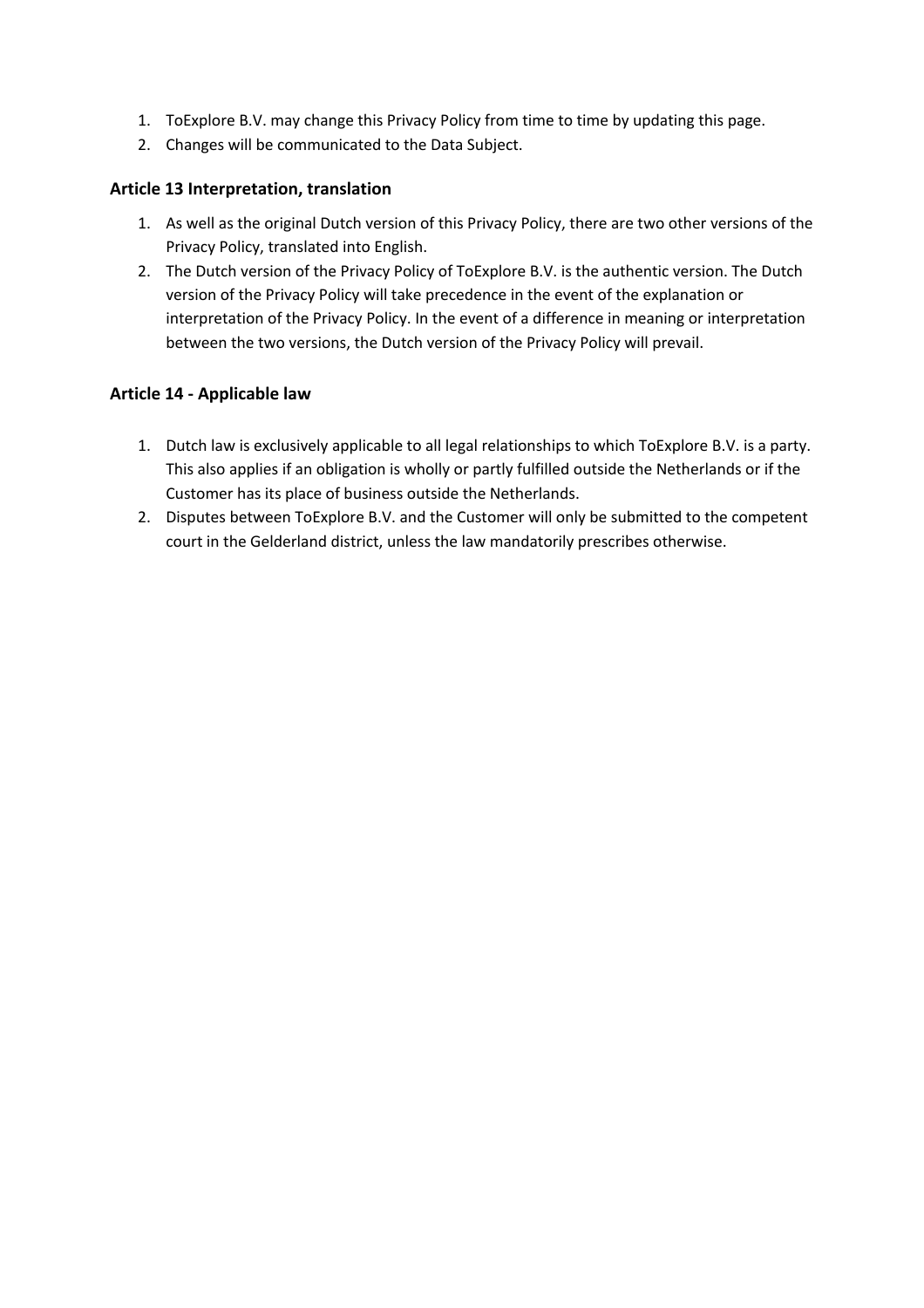1. ToExplore B.V. may change this Privacy Policy from time to time by updating this page.
2. Changes will be communicated to the Data Subject.

### Article 13 Interpretation, translation

1. As well as the original Dutch version of this Privacy Policy, there are two other versions of the Privacy Policy, translated into English.
2. The Dutch version of the Privacy Policy of ToExplore B.V. is the authentic version. The Dutch version of the Privacy Policy will take precedence in the event of the explanation or interpretation of the Privacy Policy. In the event of a difference in meaning or interpretation between the two versions, the Dutch version of the Privacy Policy will prevail.

### Article 14 - Applicable law

1. Dutch law is exclusively applicable to all legal relationships to which ToExplore B.V. is a party. This also applies if an obligation is wholly or partly fulfilled outside the Netherlands or if the Customer has its place of business outside the Netherlands.
2. Disputes between ToExplore B.V. and the Customer will only be submitted to the competent court in the Gelderland district, unless the law mandatorily prescribes otherwise.